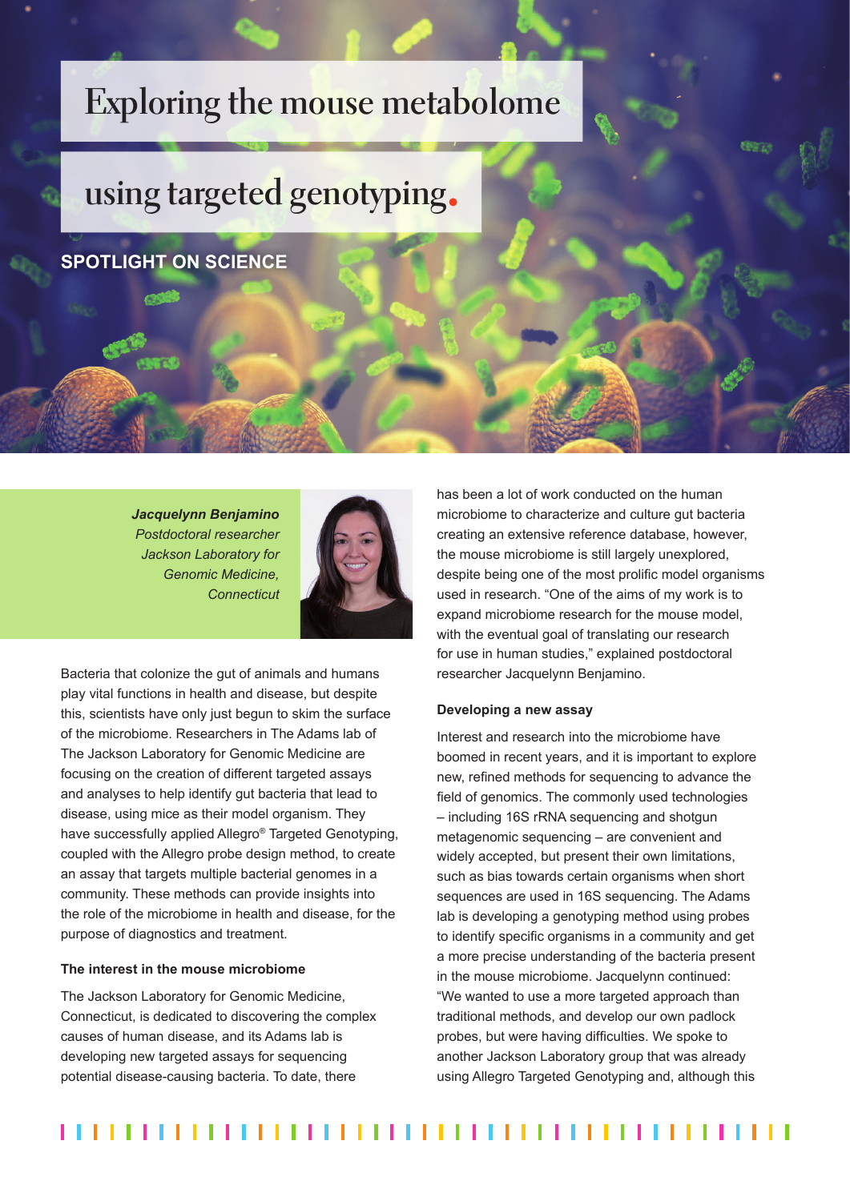# Exploring the mouse metabolome using targeted genotyping.

SPOTLIGHT ON SCIENCE

***Jacquelynn Benjamino***
*Postdoctoral researcher*
*Jackson Laboratory for Genomic Medicine, Connecticut*

Bacteria that colonize the gut of animals and humans play vital functions in health and disease, but despite this, scientists have only just begun to skim the surface of the microbiome. Researchers in The Adams lab of The Jackson Laboratory for Genomic Medicine are focusing on the creation of different targeted assays and analyses to help identify gut bacteria that lead to disease, using mice as their model organism. They have successfully applied Allegro® Targeted Genotyping, coupled with the Allegro probe design method, to create an assay that targets multiple bacterial genomes in a community. These methods can provide insights into the role of the microbiome in health and disease, for the purpose of diagnostics and treatment.

### The interest in the mouse microbiome

The Jackson Laboratory for Genomic Medicine, Connecticut, is dedicated to discovering the complex causes of human disease, and its Adams lab is developing new targeted assays for sequencing potential disease-causing bacteria. To date, there has been a lot of work conducted on the human microbiome to characterize and culture gut bacteria creating an extensive reference database, however, the mouse microbiome is still largely unexplored, despite being one of the most prolific model organisms used in research. "One of the aims of my work is to expand microbiome research for the mouse model, with the eventual goal of translating our research for use in human studies," explained postdoctoral researcher Jacquelynn Benjamino.

### Developing a new assay

Interest and research into the microbiome have boomed in recent years, and it is important to explore new, refined methods for sequencing to advance the field of genomics. The commonly used technologies – including 16S rRNA sequencing and shotgun metagenomic sequencing – are convenient and widely accepted, but present their own limitations, such as bias towards certain organisms when short sequences are used in 16S sequencing. The Adams lab is developing a genotyping method using probes to identify specific organisms in a community and get a more precise understanding of the bacteria present in the mouse microbiome. Jacquelynn continued: "We wanted to use a more targeted approach than traditional methods, and develop our own padlock probes, but were having difficulties. We spoke to another Jackson Laboratory group that was already using Allegro Targeted Genotyping and, although this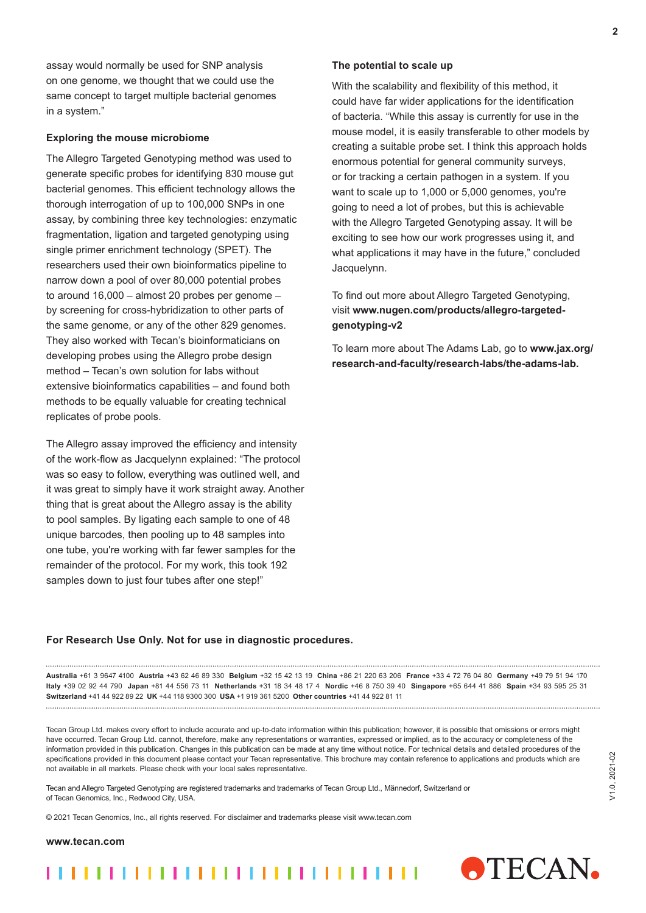assay would normally be used for SNP analysis on one genome, we thought that we could use the same concept to target multiple bacterial genomes in a system."

#### Exploring the mouse microbiome

The Allegro Targeted Genotyping method was used to generate specific probes for identifying 830 mouse gut bacterial genomes. This efficient technology allows the thorough interrogation of up to 100,000 SNPs in one assay, by combining three key technologies: enzymatic fragmentation, ligation and targeted genotyping using single primer enrichment technology (SPET). The researchers used their own bioinformatics pipeline to narrow down a pool of over 80,000 potential probes to around 16,000 – almost 20 probes per genome – by screening for cross-hybridization to other parts of the same genome, or any of the other 829 genomes. They also worked with Tecan's bioinformaticians on developing probes using the Allegro probe design method – Tecan's own solution for labs without extensive bioinformatics capabilities – and found both methods to be equally valuable for creating technical replicates of probe pools.

The Allegro assay improved the efficiency and intensity of the work-flow as Jacquelynn explained: "The protocol was so easy to follow, everything was outlined well, and it was great to simply have it work straight away. Another thing that is great about the Allegro assay is the ability to pool samples. By ligating each sample to one of 48 unique barcodes, then pooling up to 48 samples into one tube, you're working with far fewer samples for the remainder of the protocol. For my work, this took 192 samples down to just four tubes after one step!"

#### The potential to scale up

With the scalability and flexibility of this method, it could have far wider applications for the identification of bacteria. "While this assay is currently for use in the mouse model, it is easily transferable to other models by creating a suitable probe set. I think this approach holds enormous potential for general community surveys, or for tracking a certain pathogen in a system. If you want to scale up to 1,000 or 5,000 genomes, you're going to need a lot of probes, but this is achievable with the Allegro Targeted Genotyping assay. It will be exciting to see how our work progresses using it, and what applications it may have in the future," concluded Jacquelynn.

To find out more about Allegro Targeted Genotyping, visit **www.nugen.com/products/allegro-targeted-genotyping-v2**

To learn more about The Adams Lab, go to **www.jax.org/research-and-faculty/research-labs/the-adams-lab.**

**For Research Use Only. Not for use in diagnostic procedures.**

**Australia** +61 3 9647 4100 **Austria** +43 62 46 89 330 **Belgium** +32 15 42 13 19 **China** +86 21 220 63 206 **France** +33 4 72 76 04 80 **Germany** +49 79 51 94 170 **Italy** +39 02 92 44 790 **Japan** +81 44 556 73 11 **Netherlands** +31 18 34 48 17 4 **Nordic** +46 8 750 39 40 **Singapore** +65 644 41 886 **Spain** +34 93 595 25 31 **Switzerland** +41 44 922 89 22 **UK** +44 118 9300 300 **USA** +1 919 361 5200 **Other countries** +41 44 922 81 11

Tecan Group Ltd. makes every effort to include accurate and up-to-date information within this publication; however, it is possible that omissions or errors might have occurred. Tecan Group Ltd. cannot, therefore, make any representations or warranties, expressed or implied, as to the accuracy or completeness of the information provided in this publication. Changes in this publication can be made at any time without notice. For technical details and detailed procedures of the specifications provided in this document please contact your Tecan representative. This brochure may contain reference to applications and products which are not available in all markets. Please check with your local sales representative.

Tecan and Allegro Targeted Genotyping are registered trademarks and trademarks of Tecan Group Ltd., Männedorf, Switzerland or of Tecan Genomics, Inc., Redwood City, USA.

© 2021 Tecan Genomics, Inc., all rights reserved. For disclaimer and trademarks please visit www.tecan.com

**www.tecan.com**

V1.0, 2021-02